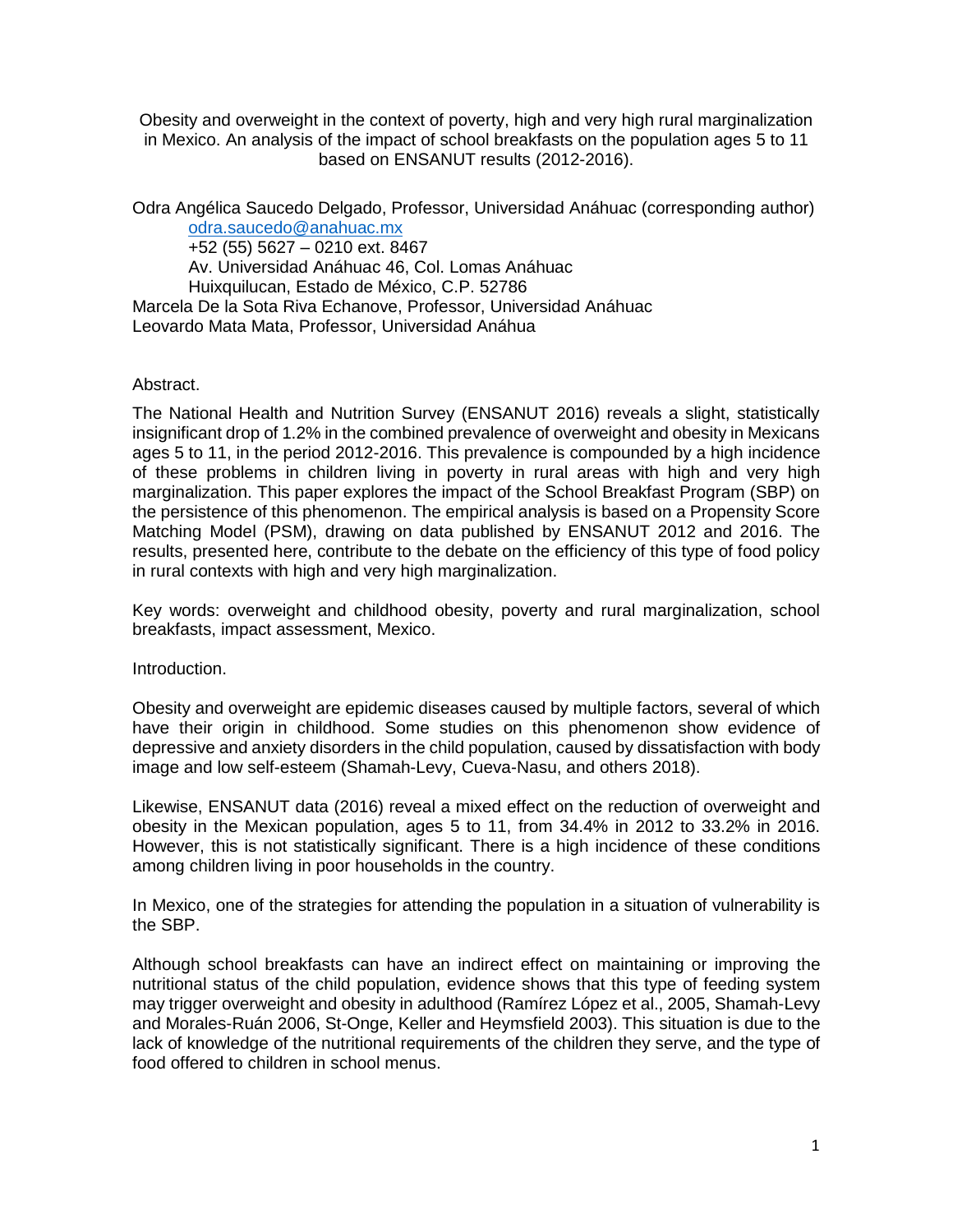Obesity and overweight in the context of poverty, high and very high rural marginalization in Mexico. An analysis of the impact of school breakfasts on the population ages 5 to 11 based on ENSANUT results (2012-2016).

Odra Angélica Saucedo Delgado, Professor, Universidad Anáhuac (corresponding author)
odra.saucedo@anahuac.mx
+52 (55) 5627 – 0210 ext. 8467
Av. Universidad Anáhuac 46, Col. Lomas Anáhuac
Huixquilucan, Estado de México, C.P. 52786
Marcela De la Sota Riva Echanove, Professor, Universidad Anáhuac
Leovardo Mata Mata, Professor, Universidad Anáhua

## Abstract.

The National Health and Nutrition Survey (ENSANUT 2016) reveals a slight, statistically insignificant drop of 1.2% in the combined prevalence of overweight and obesity in Mexicans ages 5 to 11, in the period 2012-2016. This prevalence is compounded by a high incidence of these problems in children living in poverty in rural areas with high and very high marginalization. This paper explores the impact of the School Breakfast Program (SBP) on the persistence of this phenomenon. The empirical analysis is based on a Propensity Score Matching Model (PSM), drawing on data published by ENSANUT 2012 and 2016. The results, presented here, contribute to the debate on the efficiency of this type of food policy in rural contexts with high and very high marginalization.

Key words: overweight and childhood obesity, poverty and rural marginalization, school breakfasts, impact assessment, Mexico.

## Introduction.

Obesity and overweight are epidemic diseases caused by multiple factors, several of which have their origin in childhood. Some studies on this phenomenon show evidence of depressive and anxiety disorders in the child population, caused by dissatisfaction with body image and low self-esteem (Shamah-Levy, Cueva-Nasu, and others 2018).

Likewise, ENSANUT data (2016) reveal a mixed effect on the reduction of overweight and obesity in the Mexican population, ages 5 to 11, from 34.4% in 2012 to 33.2% in 2016. However, this is not statistically significant. There is a high incidence of these conditions among children living in poor households in the country.

In Mexico, one of the strategies for attending the population in a situation of vulnerability is the SBP.

Although school breakfasts can have an indirect effect on maintaining or improving the nutritional status of the child population, evidence shows that this type of feeding system may trigger overweight and obesity in adulthood (Ramírez López et al., 2005, Shamah-Levy and Morales-Ruán 2006, St-Onge, Keller and Heymsfield 2003). This situation is due to the lack of knowledge of the nutritional requirements of the children they serve, and the type of food offered to children in school menus.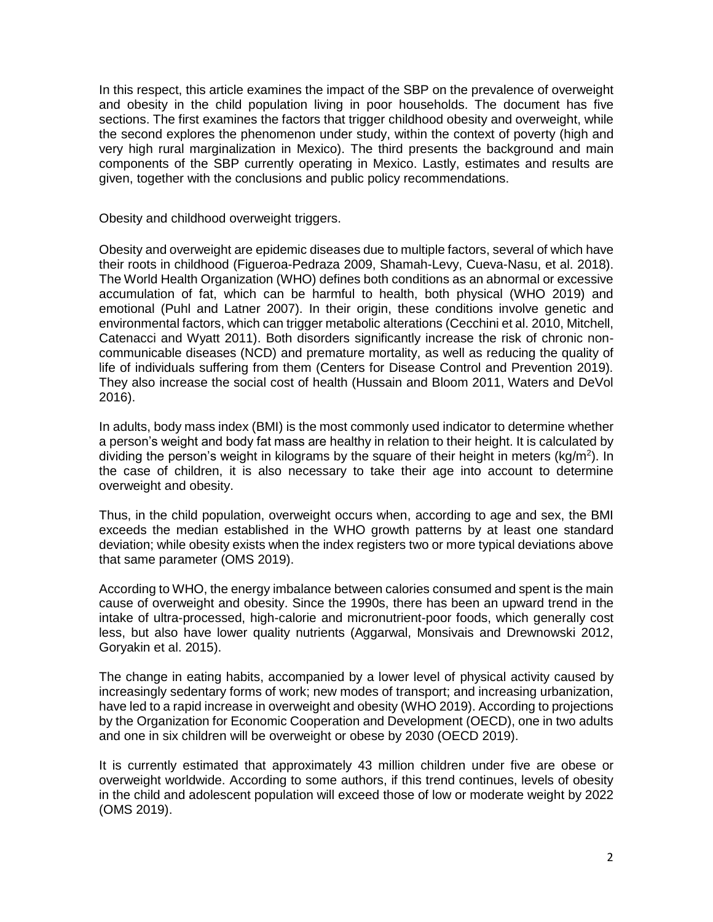In this respect, this article examines the impact of the SBP on the prevalence of overweight and obesity in the child population living in poor households. The document has five sections. The first examines the factors that trigger childhood obesity and overweight, while the second explores the phenomenon under study, within the context of poverty (high and very high rural marginalization in Mexico). The third presents the background and main components of the SBP currently operating in Mexico. Lastly, estimates and results are given, together with the conclusions and public policy recommendations.

## Obesity and childhood overweight triggers.

Obesity and overweight are epidemic diseases due to multiple factors, several of which have their roots in childhood (Figueroa-Pedraza 2009, Shamah-Levy, Cueva-Nasu, et al. 2018). The World Health Organization (WHO) defines both conditions as an abnormal or excessive accumulation of fat, which can be harmful to health, both physical (WHO 2019) and emotional (Puhl and Latner 2007). In their origin, these conditions involve genetic and environmental factors, which can trigger metabolic alterations (Cecchini et al. 2010, Mitchell, Catenacci and Wyatt 2011). Both disorders significantly increase the risk of chronic non-communicable diseases (NCD) and premature mortality, as well as reducing the quality of life of individuals suffering from them (Centers for Disease Control and Prevention 2019). They also increase the social cost of health (Hussain and Bloom 2011, Waters and DeVol 2016).

In adults, body mass index (BMI) is the most commonly used indicator to determine whether a person's weight and body fat mass are healthy in relation to their height. It is calculated by dividing the person's weight in kilograms by the square of their height in meters ($kg/m^2$). In the case of children, it is also necessary to take their age into account to determine overweight and obesity.

Thus, in the child population, overweight occurs when, according to age and sex, the BMI exceeds the median established in the WHO growth patterns by at least one standard deviation; while obesity exists when the index registers two or more typical deviations above that same parameter (OMS 2019).

According to WHO, the energy imbalance between calories consumed and spent is the main cause of overweight and obesity. Since the 1990s, there has been an upward trend in the intake of ultra-processed, high-calorie and micronutrient-poor foods, which generally cost less, but also have lower quality nutrients (Aggarwal, Monsivais and Drewnowski 2012, Goryakin et al. 2015).

The change in eating habits, accompanied by a lower level of physical activity caused by increasingly sedentary forms of work; new modes of transport; and increasing urbanization, have led to a rapid increase in overweight and obesity (WHO 2019). According to projections by the Organization for Economic Cooperation and Development (OECD), one in two adults and one in six children will be overweight or obese by 2030 (OECD 2019).

It is currently estimated that approximately 43 million children under five are obese or overweight worldwide. According to some authors, if this trend continues, levels of obesity in the child and adolescent population will exceed those of low or moderate weight by 2022 (OMS 2019).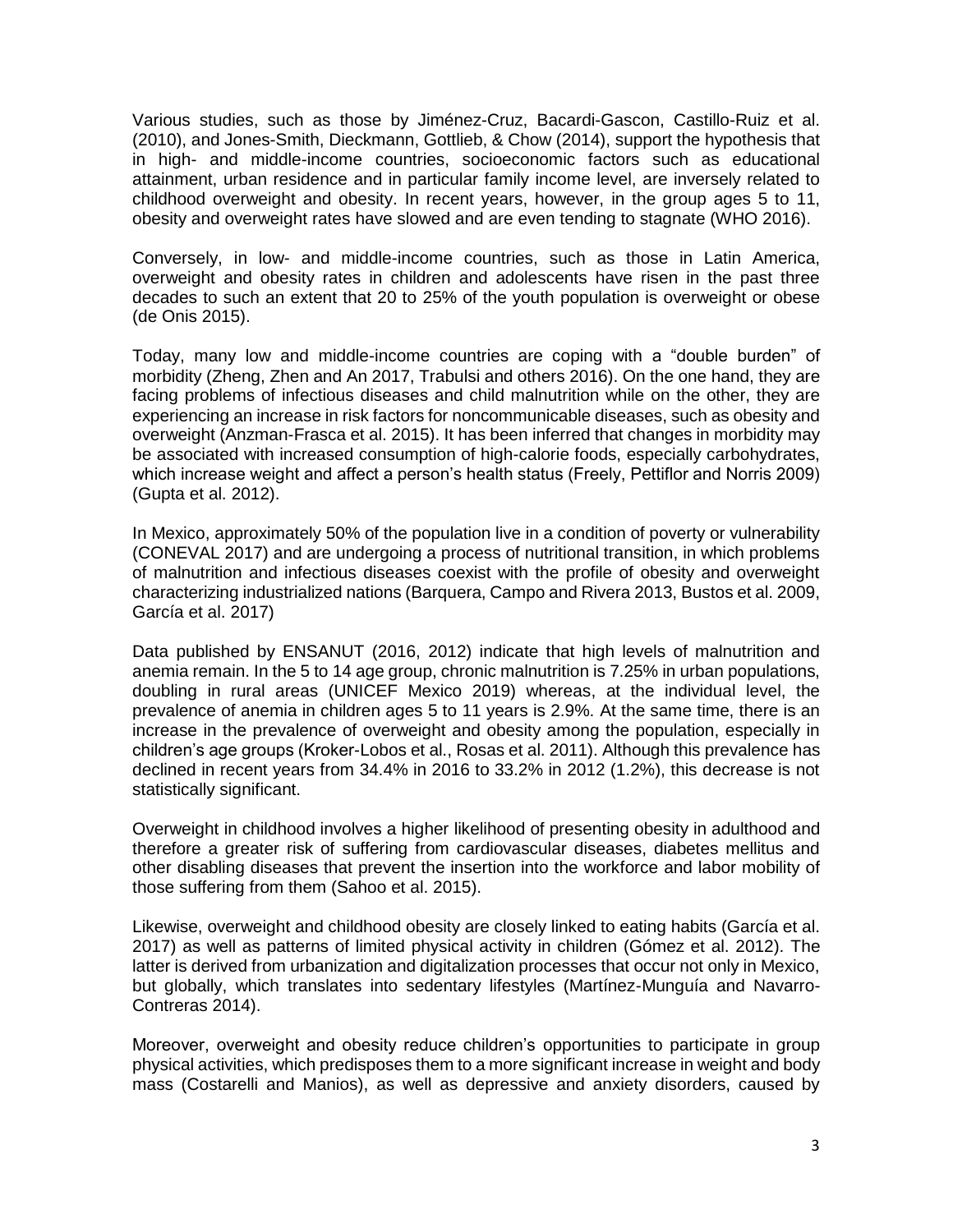Various studies, such as those by Jiménez-Cruz, Bacardi-Gascon, Castillo-Ruiz et al. (2010), and Jones-Smith, Dieckmann, Gottlieb, & Chow (2014), support the hypothesis that in high- and middle-income countries, socioeconomic factors such as educational attainment, urban residence and in particular family income level, are inversely related to childhood overweight and obesity. In recent years, however, in the group ages 5 to 11, obesity and overweight rates have slowed and are even tending to stagnate (WHO 2016).

Conversely, in low- and middle-income countries, such as those in Latin America, overweight and obesity rates in children and adolescents have risen in the past three decades to such an extent that 20 to 25% of the youth population is overweight or obese (de Onis 2015).

Today, many low and middle-income countries are coping with a "double burden" of morbidity (Zheng, Zhen and An 2017, Trabulsi and others 2016). On the one hand, they are facing problems of infectious diseases and child malnutrition while on the other, they are experiencing an increase in risk factors for noncommunicable diseases, such as obesity and overweight (Anzman-Frasca et al. 2015). It has been inferred that changes in morbidity may be associated with increased consumption of high-calorie foods, especially carbohydrates, which increase weight and affect a person's health status (Freely, Pettiflor and Norris 2009) (Gupta et al. 2012).

In Mexico, approximately 50% of the population live in a condition of poverty or vulnerability (CONEVAL 2017) and are undergoing a process of nutritional transition, in which problems of malnutrition and infectious diseases coexist with the profile of obesity and overweight characterizing industrialized nations (Barquera, Campo and Rivera 2013, Bustos et al. 2009, García et al. 2017)

Data published by ENSANUT (2016, 2012) indicate that high levels of malnutrition and anemia remain. In the 5 to 14 age group, chronic malnutrition is 7.25% in urban populations, doubling in rural areas (UNICEF Mexico 2019) whereas, at the individual level, the prevalence of anemia in children ages 5 to 11 years is 2.9%. At the same time, there is an increase in the prevalence of overweight and obesity among the population, especially in children's age groups (Kroker-Lobos et al., Rosas et al. 2011). Although this prevalence has declined in recent years from 34.4% in 2016 to 33.2% in 2012 (1.2%), this decrease is not statistically significant.

Overweight in childhood involves a higher likelihood of presenting obesity in adulthood and therefore a greater risk of suffering from cardiovascular diseases, diabetes mellitus and other disabling diseases that prevent the insertion into the workforce and labor mobility of those suffering from them (Sahoo et al. 2015).

Likewise, overweight and childhood obesity are closely linked to eating habits (García et al. 2017) as well as patterns of limited physical activity in children (Gómez et al. 2012). The latter is derived from urbanization and digitalization processes that occur not only in Mexico, but globally, which translates into sedentary lifestyles (Martínez-Munguía and Navarro-Contreras 2014).

Moreover, overweight and obesity reduce children's opportunities to participate in group physical activities, which predisposes them to a more significant increase in weight and body mass (Costarelli and Manios), as well as depressive and anxiety disorders, caused by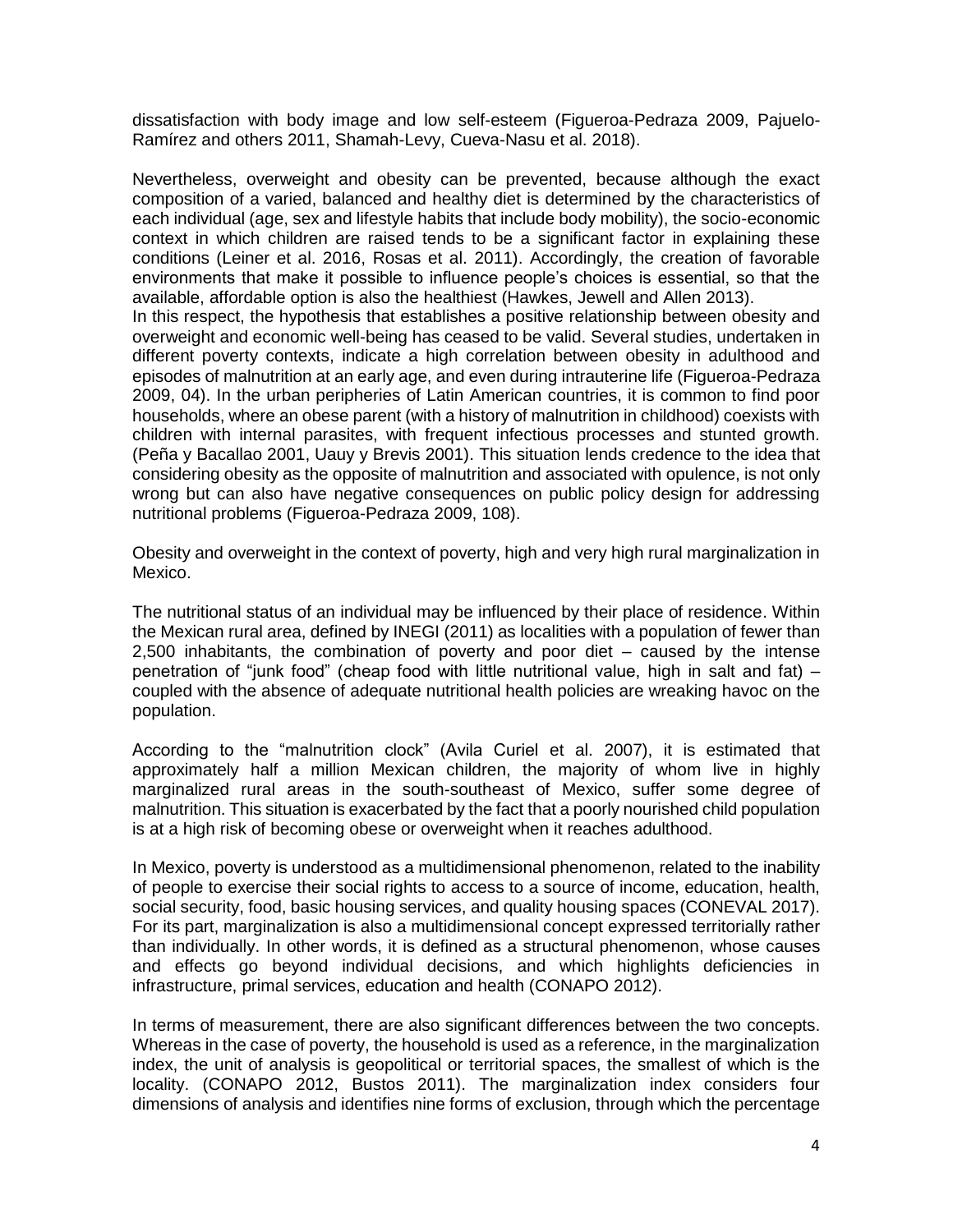dissatisfaction with body image and low self-esteem (Figueroa-Pedraza 2009, Pajuelo-Ramírez and others 2011, Shamah-Levy, Cueva-Nasu et al. 2018).

Nevertheless, overweight and obesity can be prevented, because although the exact composition of a varied, balanced and healthy diet is determined by the characteristics of each individual (age, sex and lifestyle habits that include body mobility), the socio-economic context in which children are raised tends to be a significant factor in explaining these conditions (Leiner et al. 2016, Rosas et al. 2011). Accordingly, the creation of favorable environments that make it possible to influence people's choices is essential, so that the available, affordable option is also the healthiest (Hawkes, Jewell and Allen 2013).

In this respect, the hypothesis that establishes a positive relationship between obesity and overweight and economic well-being has ceased to be valid. Several studies, undertaken in different poverty contexts, indicate a high correlation between obesity in adulthood and episodes of malnutrition at an early age, and even during intrauterine life (Figueroa-Pedraza 2009, 04). In the urban peripheries of Latin American countries, it is common to find poor households, where an obese parent (with a history of malnutrition in childhood) coexists with children with internal parasites, with frequent infectious processes and stunted growth. (Peña y Bacallao 2001, Uauy y Brevis 2001). This situation lends credence to the idea that considering obesity as the opposite of malnutrition and associated with opulence, is not only wrong but can also have negative consequences on public policy design for addressing nutritional problems (Figueroa-Pedraza 2009, 108).

## Obesity and overweight in the context of poverty, high and very high rural marginalization in Mexico.

The nutritional status of an individual may be influenced by their place of residence. Within the Mexican rural area, defined by INEGI (2011) as localities with a population of fewer than 2,500 inhabitants, the combination of poverty and poor diet – caused by the intense penetration of "junk food" (cheap food with little nutritional value, high in salt and fat) – coupled with the absence of adequate nutritional health policies are wreaking havoc on the population.

According to the "malnutrition clock" (Avila Curiel et al. 2007), it is estimated that approximately half a million Mexican children, the majority of whom live in highly marginalized rural areas in the south-southeast of Mexico, suffer some degree of malnutrition. This situation is exacerbated by the fact that a poorly nourished child population is at a high risk of becoming obese or overweight when it reaches adulthood.

In Mexico, poverty is understood as a multidimensional phenomenon, related to the inability of people to exercise their social rights to access to a source of income, education, health, social security, food, basic housing services, and quality housing spaces (CONEVAL 2017). For its part, marginalization is also a multidimensional concept expressed territorially rather than individually. In other words, it is defined as a structural phenomenon, whose causes and effects go beyond individual decisions, and which highlights deficiencies in infrastructure, primal services, education and health (CONAPO 2012).

In terms of measurement, there are also significant differences between the two concepts. Whereas in the case of poverty, the household is used as a reference, in the marginalization index, the unit of analysis is geopolitical or territorial spaces, the smallest of which is the locality. (CONAPO 2012, Bustos 2011). The marginalization index considers four dimensions of analysis and identifies nine forms of exclusion, through which the percentage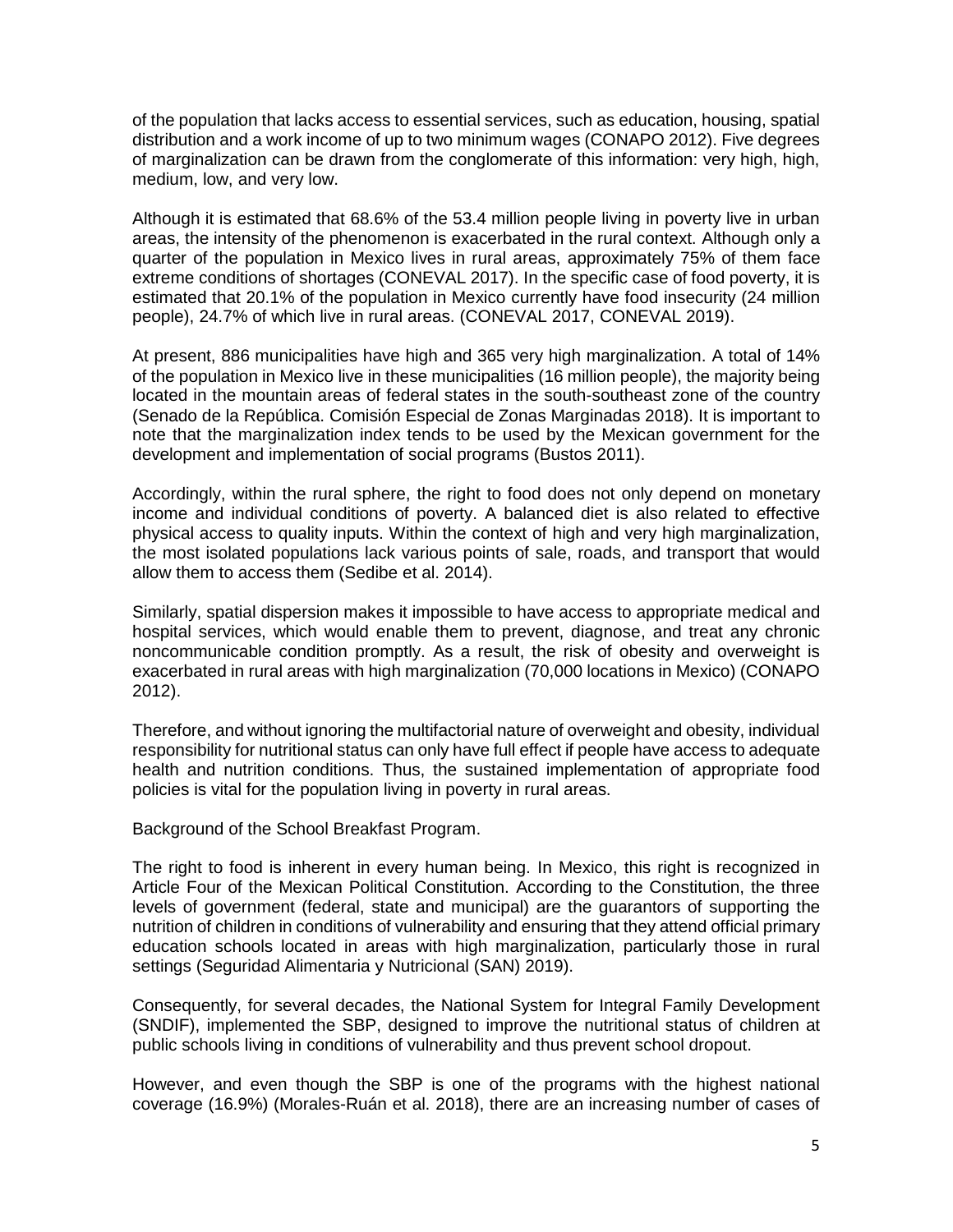of the population that lacks access to essential services, such as education, housing, spatial distribution and a work income of up to two minimum wages (CONAPO 2012). Five degrees of marginalization can be drawn from the conglomerate of this information: very high, high, medium, low, and very low.

Although it is estimated that 68.6% of the 53.4 million people living in poverty live in urban areas, the intensity of the phenomenon is exacerbated in the rural context. Although only a quarter of the population in Mexico lives in rural areas, approximately 75% of them face extreme conditions of shortages (CONEVAL 2017). In the specific case of food poverty, it is estimated that 20.1% of the population in Mexico currently have food insecurity (24 million people), 24.7% of which live in rural areas. (CONEVAL 2017, CONEVAL 2019).

At present, 886 municipalities have high and 365 very high marginalization. A total of 14% of the population in Mexico live in these municipalities (16 million people), the majority being located in the mountain areas of federal states in the south-southeast zone of the country (Senado de la República. Comisión Especial de Zonas Marginadas 2018). It is important to note that the marginalization index tends to be used by the Mexican government for the development and implementation of social programs (Bustos 2011).

Accordingly, within the rural sphere, the right to food does not only depend on monetary income and individual conditions of poverty. A balanced diet is also related to effective physical access to quality inputs. Within the context of high and very high marginalization, the most isolated populations lack various points of sale, roads, and transport that would allow them to access them (Sedibe et al. 2014).

Similarly, spatial dispersion makes it impossible to have access to appropriate medical and hospital services, which would enable them to prevent, diagnose, and treat any chronic noncommunicable condition promptly. As a result, the risk of obesity and overweight is exacerbated in rural areas with high marginalization (70,000 locations in Mexico) (CONAPO 2012).

Therefore, and without ignoring the multifactorial nature of overweight and obesity, individual responsibility for nutritional status can only have full effect if people have access to adequate health and nutrition conditions. Thus, the sustained implementation of appropriate food policies is vital for the population living in poverty in rural areas.

## Background of the School Breakfast Program.

The right to food is inherent in every human being. In Mexico, this right is recognized in Article Four of the Mexican Political Constitution. According to the Constitution, the three levels of government (federal, state and municipal) are the guarantors of supporting the nutrition of children in conditions of vulnerability and ensuring that they attend official primary education schools located in areas with high marginalization, particularly those in rural settings (Seguridad Alimentaria y Nutricional (SAN) 2019).

Consequently, for several decades, the National System for Integral Family Development (SNDIF), implemented the SBP, designed to improve the nutritional status of children at public schools living in conditions of vulnerability and thus prevent school dropout.

However, and even though the SBP is one of the programs with the highest national coverage (16.9%) (Morales-Ruán et al. 2018), there are an increasing number of cases of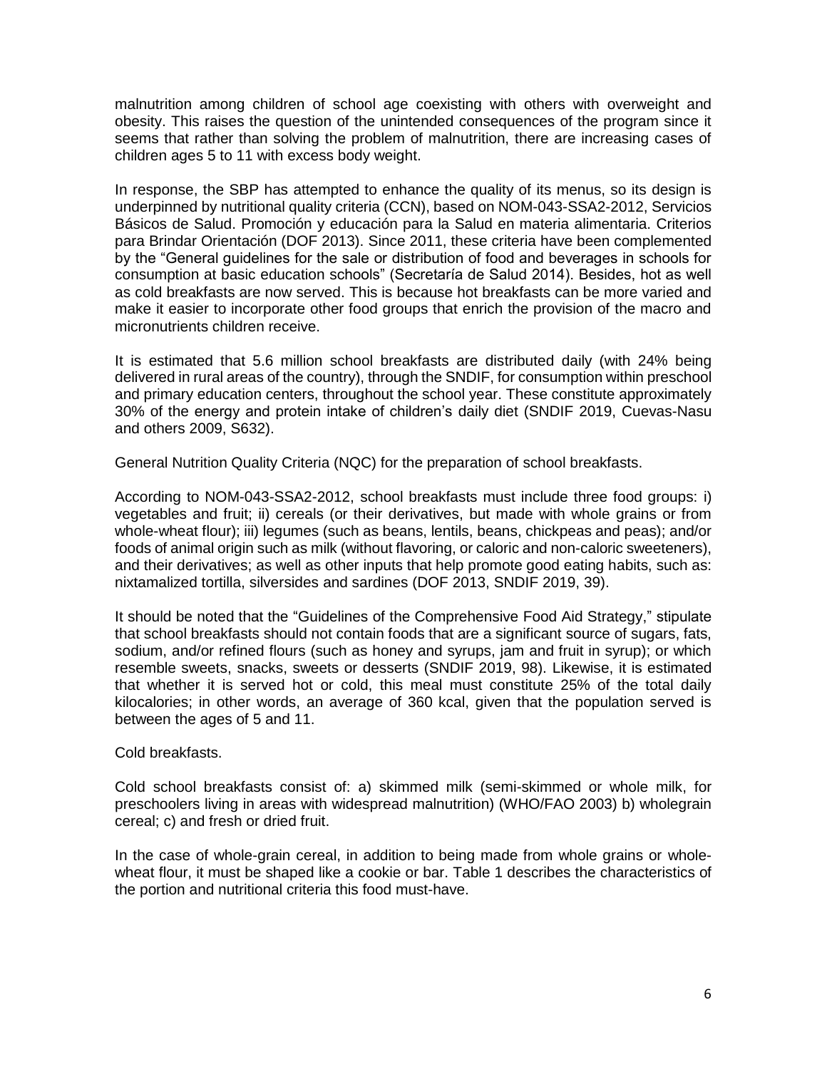malnutrition among children of school age coexisting with others with overweight and obesity. This raises the question of the unintended consequences of the program since it seems that rather than solving the problem of malnutrition, there are increasing cases of children ages 5 to 11 with excess body weight.

In response, the SBP has attempted to enhance the quality of its menus, so its design is underpinned by nutritional quality criteria (CCN), based on NOM-043-SSA2-2012, Servicios Básicos de Salud. Promoción y educación para la Salud en materia alimentaria. Criterios para Brindar Orientación (DOF 2013). Since 2011, these criteria have been complemented by the "General guidelines for the sale or distribution of food and beverages in schools for consumption at basic education schools" (Secretaría de Salud 2014). Besides, hot as well as cold breakfasts are now served. This is because hot breakfasts can be more varied and make it easier to incorporate other food groups that enrich the provision of the macro and micronutrients children receive.

It is estimated that 5.6 million school breakfasts are distributed daily (with 24% being delivered in rural areas of the country), through the SNDIF, for consumption within preschool and primary education centers, throughout the school year. These constitute approximately 30% of the energy and protein intake of children's daily diet (SNDIF 2019, Cuevas-Nasu and others 2009, S632).

General Nutrition Quality Criteria (NQC) for the preparation of school breakfasts.

According to NOM-043-SSA2-2012, school breakfasts must include three food groups: i) vegetables and fruit; ii) cereals (or their derivatives, but made with whole grains or from whole-wheat flour); iii) legumes (such as beans, lentils, beans, chickpeas and peas); and/or foods of animal origin such as milk (without flavoring, or caloric and non-caloric sweeteners), and their derivatives; as well as other inputs that help promote good eating habits, such as: nixtamalized tortilla, silversides and sardines (DOF 2013, SNDIF 2019, 39).

It should be noted that the "Guidelines of the Comprehensive Food Aid Strategy," stipulate that school breakfasts should not contain foods that are a significant source of sugars, fats, sodium, and/or refined flours (such as honey and syrups, jam and fruit in syrup); or which resemble sweets, snacks, sweets or desserts (SNDIF 2019, 98). Likewise, it is estimated that whether it is served hot or cold, this meal must constitute 25% of the total daily kilocalories; in other words, an average of 360 kcal, given that the population served is between the ages of 5 and 11.

Cold breakfasts.

Cold school breakfasts consist of: a) skimmed milk (semi-skimmed or whole milk, for preschoolers living in areas with widespread malnutrition) (WHO/FAO 2003) b) wholegrain cereal; c) and fresh or dried fruit.

In the case of whole-grain cereal, in addition to being made from whole grains or whole-wheat flour, it must be shaped like a cookie or bar. Table 1 describes the characteristics of the portion and nutritional criteria this food must-have.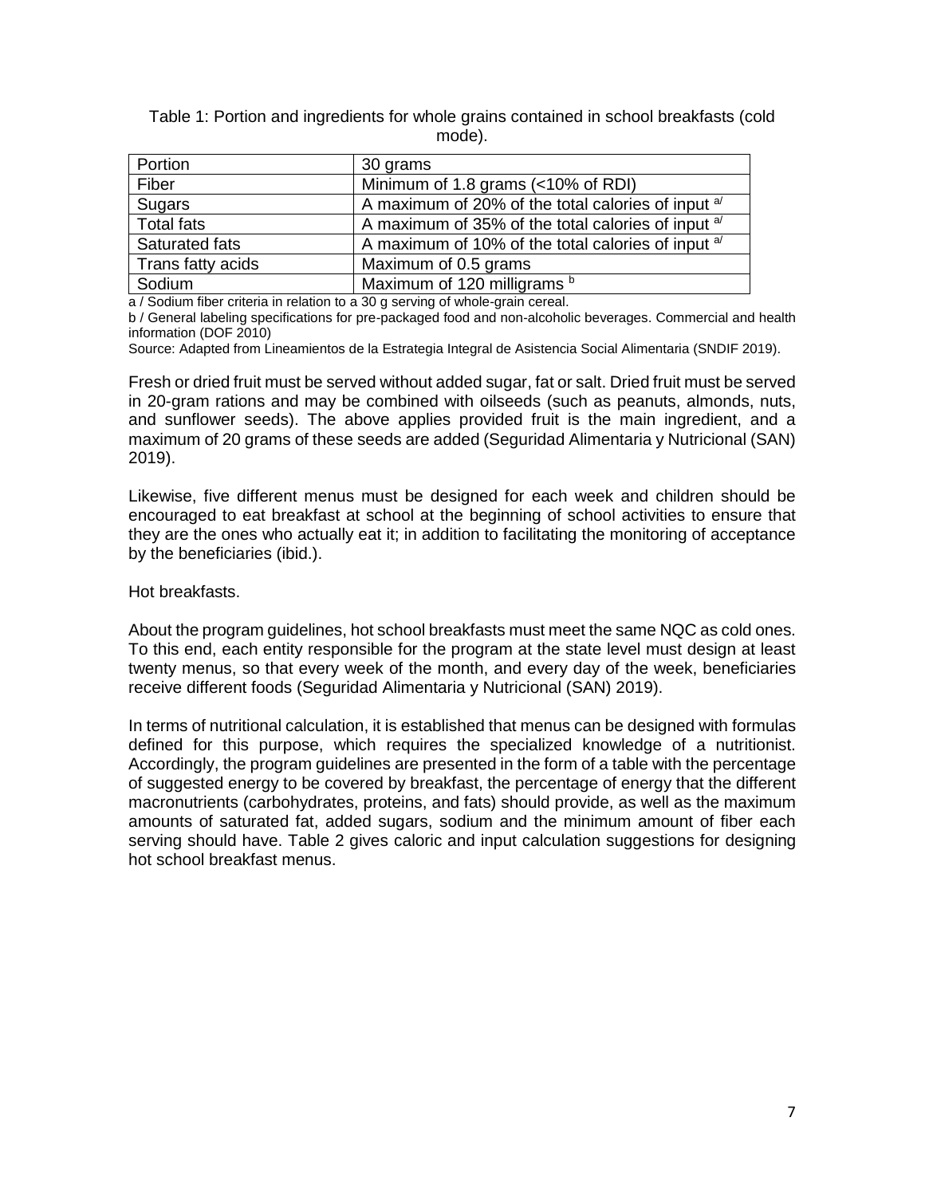Table 1: Portion and ingredients for whole grains contained in school breakfasts (cold mode).

| Portion | 30 grams |
|---|---|
| Fiber | Minimum of 1.8 grams (<10% of RDI) |
| Sugars | A maximum of 20% of the total calories of input [a/] |
| Total fats | A maximum of 35% of the total calories of input [a/] |
| Saturated fats | A maximum of 10% of the total calories of input [a/] |
| Trans fatty acids | Maximum of 0.5 grams |
| Sodium | Maximum of 120 milligrams [b] |

a / Sodium fiber criteria in relation to a 30 g serving of whole-grain cereal.

b / General labeling specifications for pre-packaged food and non-alcoholic beverages. Commercial and health information (DOF 2010)

Source: Adapted from Lineamientos de la Estrategia Integral de Asistencia Social Alimentaria (SNDIF 2019).

Fresh or dried fruit must be served without added sugar, fat or salt. Dried fruit must be served in 20-gram rations and may be combined with oilseeds (such as peanuts, almonds, nuts, and sunflower seeds). The above applies provided fruit is the main ingredient, and a maximum of 20 grams of these seeds are added (Seguridad Alimentaria y Nutricional (SAN) 2019).

Likewise, five different menus must be designed for each week and children should be encouraged to eat breakfast at school at the beginning of school activities to ensure that they are the ones who actually eat it; in addition to facilitating the monitoring of acceptance by the beneficiaries (ibid.).

Hot breakfasts.

About the program guidelines, hot school breakfasts must meet the same NQC as cold ones. To this end, each entity responsible for the program at the state level must design at least twenty menus, so that every week of the month, and every day of the week, beneficiaries receive different foods (Seguridad Alimentaria y Nutricional (SAN) 2019).

In terms of nutritional calculation, it is established that menus can be designed with formulas defined for this purpose, which requires the specialized knowledge of a nutritionist. Accordingly, the program guidelines are presented in the form of a table with the percentage of suggested energy to be covered by breakfast, the percentage of energy that the different macronutrients (carbohydrates, proteins, and fats) should provide, as well as the maximum amounts of saturated fat, added sugars, sodium and the minimum amount of fiber each serving should have. Table 2 gives caloric and input calculation suggestions for designing hot school breakfast menus.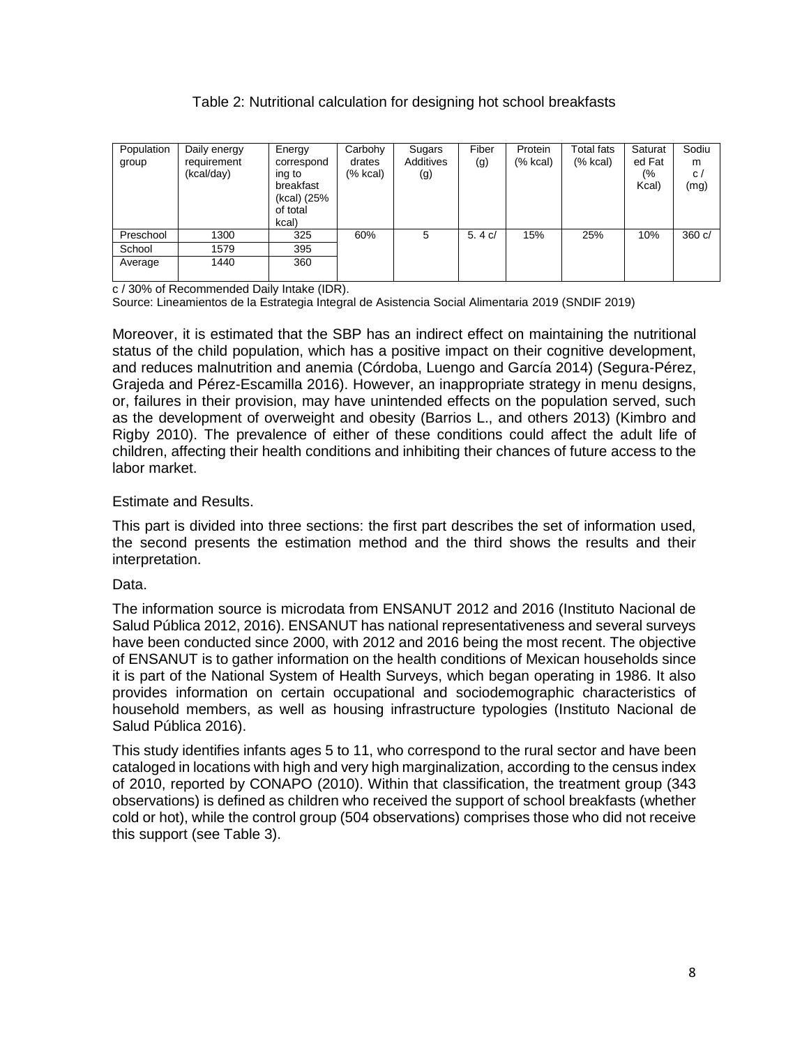Table 2: Nutritional calculation for designing hot school breakfasts

| Population group | Daily energy requirement (kcal/day) | Energy corresponding to breakfast (kcal) (25% of total kcal) | Carbohydrates (% kcal) | Sugars Additives (g) | Fiber (g) | Protein (% kcal) | Total fats (% kcal) | Saturated Fat (% Kcal) | Sodium c / (mg) |
|---|---|---|---|---|---|---|---|---|---|
| Preschool | 1300 | 325 | 60% | 5 | 5. 4 c/ | 15% | 25% | 10% | 360 c/ |
| School | 1579 | 395 | | | | | | | |
| Average | 1440 | 360 | | | | | | | |

c / 30% of Recommended Daily Intake (IDR).
Source: Lineamientos de la Estrategia Integral de Asistencia Social Alimentaria 2019 (SNDIF 2019)

Moreover, it is estimated that the SBP has an indirect effect on maintaining the nutritional status of the child population, which has a positive impact on their cognitive development, and reduces malnutrition and anemia (Córdoba, Luengo and García 2014) (Segura-Pérez, Grajeda and Pérez-Escamilla 2016). However, an inappropriate strategy in menu designs, or, failures in their provision, may have unintended effects on the population served, such as the development of overweight and obesity (Barrios L., and others 2013) (Kimbro and Rigby 2010). The prevalence of either of these conditions could affect the adult life of children, affecting their health conditions and inhibiting their chances of future access to the labor market.

## Estimate and Results.

This part is divided into three sections: the first part describes the set of information used, the second presents the estimation method and the third shows the results and their interpretation.

### Data.

The information source is microdata from ENSANUT 2012 and 2016 (Instituto Nacional de Salud Pública 2012, 2016). ENSANUT has national representativeness and several surveys have been conducted since 2000, with 2012 and 2016 being the most recent. The objective of ENSANUT is to gather information on the health conditions of Mexican households since it is part of the National System of Health Surveys, which began operating in 1986. It also provides information on certain occupational and sociodemographic characteristics of household members, as well as housing infrastructure typologies (Instituto Nacional de Salud Pública 2016).

This study identifies infants ages 5 to 11, who correspond to the rural sector and have been cataloged in locations with high and very high marginalization, according to the census index of 2010, reported by CONAPO (2010). Within that classification, the treatment group (343 observations) is defined as children who received the support of school breakfasts (whether cold or hot), while the control group (504 observations) comprises those who did not receive this support (see Table 3).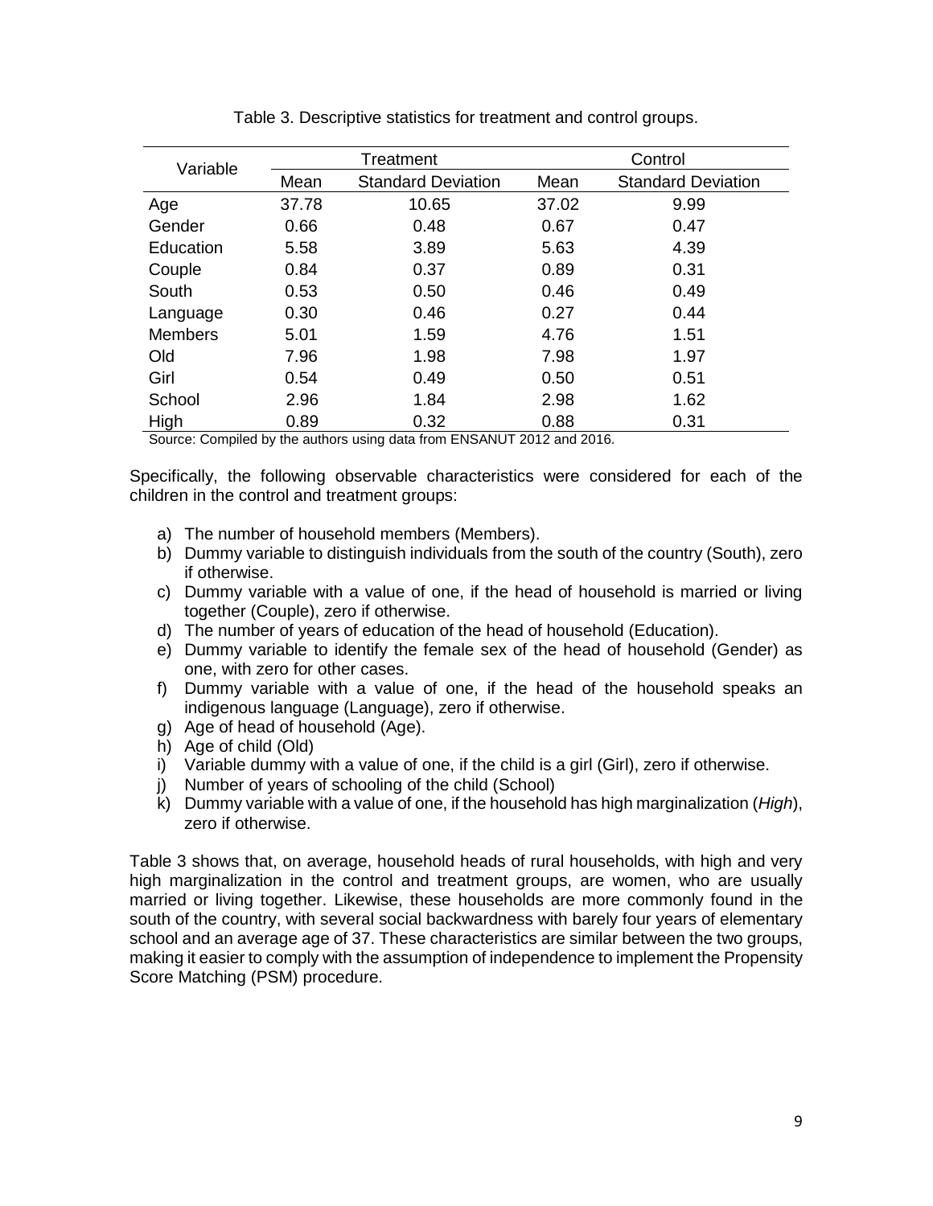Table 3. Descriptive statistics for treatment and control groups.

| Variable | Treatment | | Control | |
|---|---|---|---|---|
| | Mean | Standard Deviation | Mean | Standard Deviation |
| Age | 37.78 | 10.65 | 37.02 | 9.99 |
| Gender | 0.66 | 0.48 | 0.67 | 0.47 |
| Education | 5.58 | 3.89 | 5.63 | 4.39 |
| Couple | 0.84 | 0.37 | 0.89 | 0.31 |
| South | 0.53 | 0.50 | 0.46 | 0.49 |
| Language | 0.30 | 0.46 | 0.27 | 0.44 |
| Members | 5.01 | 1.59 | 4.76 | 1.51 |
| Old | 7.96 | 1.98 | 7.98 | 1.97 |
| Girl | 0.54 | 0.49 | 0.50 | 0.51 |
| School | 2.96 | 1.84 | 2.98 | 1.62 |
| High | 0.89 | 0.32 | 0.88 | 0.31 |

Source: Compiled by the authors using data from ENSANUT 2012 and 2016.

Specifically, the following observable characteristics were considered for each of the children in the control and treatment groups:

a) The number of household members (Members).
b) Dummy variable to distinguish individuals from the south of the country (South), zero if otherwise.
c) Dummy variable with a value of one, if the head of household is married or living together (Couple), zero if otherwise.
d) The number of years of education of the head of household (Education).
e) Dummy variable to identify the female sex of the head of household (Gender) as one, with zero for other cases.
f) Dummy variable with a value of one, if the head of the household speaks an indigenous language (Language), zero if otherwise.
g) Age of head of household (Age).
h) Age of child (Old)
i) Variable dummy with a value of one, if the child is a girl (Girl), zero if otherwise.
j) Number of years of schooling of the child (School)
k) Dummy variable with a value of one, if the household has high marginalization (*High*), zero if otherwise.

Table 3 shows that, on average, household heads of rural households, with high and very high marginalization in the control and treatment groups, are women, who are usually married or living together. Likewise, these households are more commonly found in the south of the country, with several social backwardness with barely four years of elementary school and an average age of 37. These characteristics are similar between the two groups, making it easier to comply with the assumption of independence to implement the Propensity Score Matching (PSM) procedure.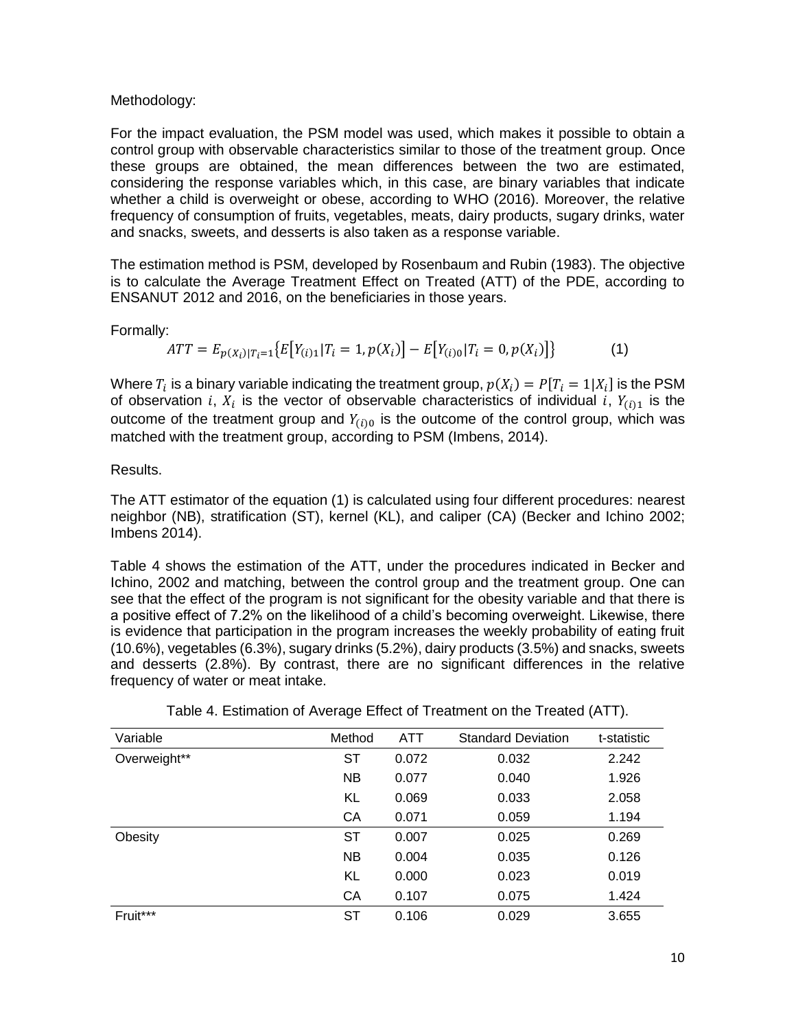Methodology:

For the impact evaluation, the PSM model was used, which makes it possible to obtain a control group with observable characteristics similar to those of the treatment group. Once these groups are obtained, the mean differences between the two are estimated, considering the response variables which, in this case, are binary variables that indicate whether a child is overweight or obese, according to WHO (2016). Moreover, the relative frequency of consumption of fruits, vegetables, meats, dairy products, sugary drinks, water and snacks, sweets, and desserts is also taken as a response variable.

The estimation method is PSM, developed by Rosenbaum and Rubin (1983). The objective is to calculate the Average Treatment Effect on Treated (ATT) of the PDE, according to ENSANUT 2012 and 2016, on the beneficiaries in those years.

Formally:

$$ATT = E_{p(X_i)|T_i=1}\{E[Y_{(i)1}|T_i = 1, p(X_i)] - E[Y_{(i)0}|T_i = 0, p(X_i)]\} \qquad (1)$$

Where $T_i$ is a binary variable indicating the treatment group, $p(X_i) = P[T_i = 1|X_i]$ is the PSM of observation $i$, $X_i$ is the vector of observable characteristics of individual $i$, $Y_{(i)1}$ is the outcome of the treatment group and $Y_{(i)0}$ is the outcome of the control group, which was matched with the treatment group, according to PSM (Imbens, 2014).

Results.

The ATT estimator of the equation (1) is calculated using four different procedures: nearest neighbor (NB), stratification (ST), kernel (KL), and caliper (CA) (Becker and Ichino 2002; Imbens 2014).

Table 4 shows the estimation of the ATT, under the procedures indicated in Becker and Ichino, 2002 and matching, between the control group and the treatment group. One can see that the effect of the program is not significant for the obesity variable and that there is a positive effect of 7.2% on the likelihood of a child's becoming overweight. Likewise, there is evidence that participation in the program increases the weekly probability of eating fruit (10.6%), vegetables (6.3%), sugary drinks (5.2%), dairy products (3.5%) and snacks, sweets and desserts (2.8%). By contrast, there are no significant differences in the relative frequency of water or meat intake.

Table 4. Estimation of Average Effect of Treatment on the Treated (ATT).

| Variable | Method | ATT | Standard Deviation | t-statistic |
|---|---|---|---|---|
| Overweight** | ST | 0.072 | 0.032 | 2.242 |
| | NB | 0.077 | 0.040 | 1.926 |
| | KL | 0.069 | 0.033 | 2.058 |
| | CA | 0.071 | 0.059 | 1.194 |
| Obesity | ST | 0.007 | 0.025 | 0.269 |
| | NB | 0.004 | 0.035 | 0.126 |
| | KL | 0.000 | 0.023 | 0.019 |
| | CA | 0.107 | 0.075 | 1.424 |
| Fruit*** | ST | 0.106 | 0.029 | 3.655 |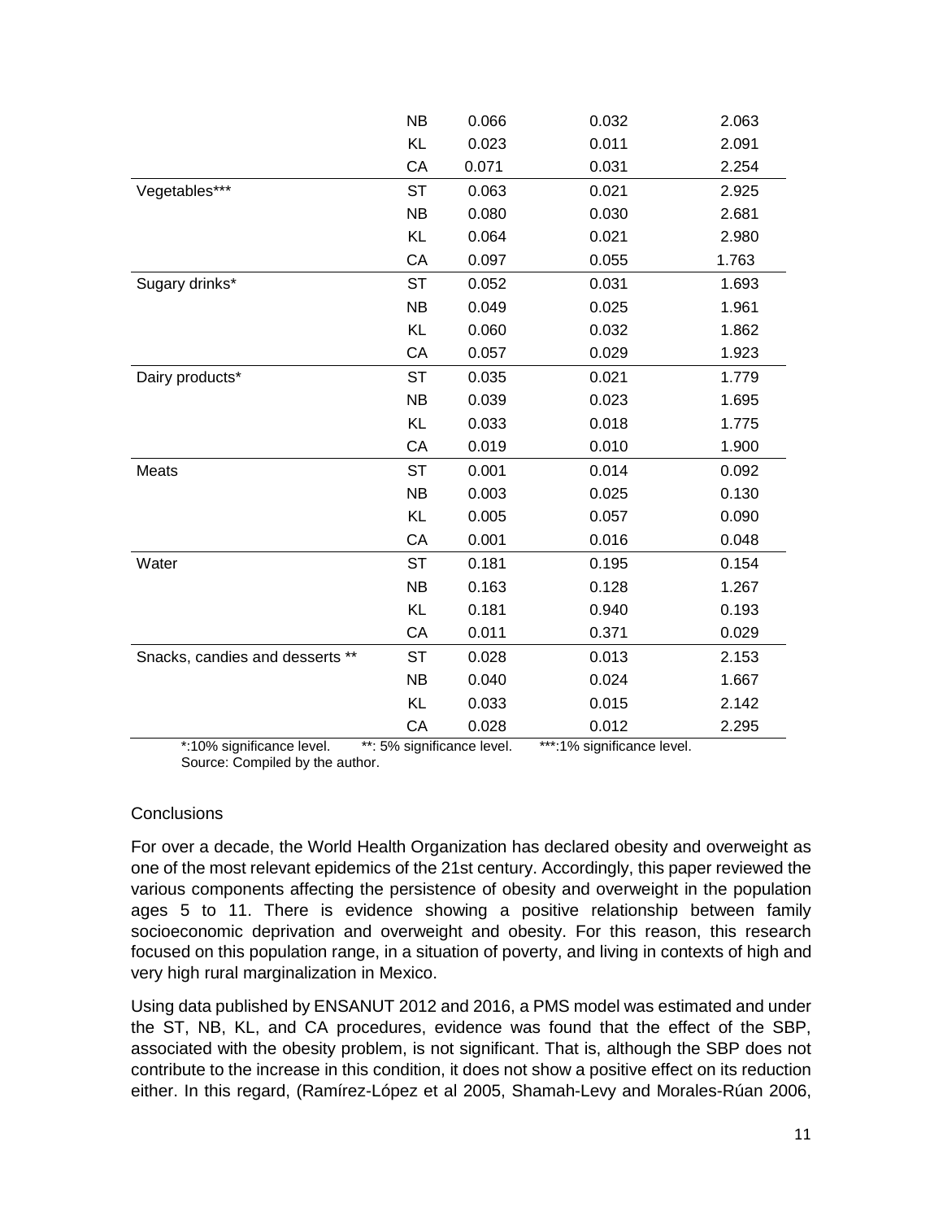| | | | | |
|---|---|---|---|---|
| | NB | 0.066 | 0.032 | 2.063 |
| | KL | 0.023 | 0.011 | 2.091 |
| | CA | 0.071 | 0.031 | 2.254 |
| Vegetables*** | ST | 0.063 | 0.021 | 2.925 |
| | NB | 0.080 | 0.030 | 2.681 |
| | KL | 0.064 | 0.021 | 2.980 |
| | CA | 0.097 | 0.055 | 1.763 |
| Sugary drinks* | ST | 0.052 | 0.031 | 1.693 |
| | NB | 0.049 | 0.025 | 1.961 |
| | KL | 0.060 | 0.032 | 1.862 |
| | CA | 0.057 | 0.029 | 1.923 |
| Dairy products* | ST | 0.035 | 0.021 | 1.779 |
| | NB | 0.039 | 0.023 | 1.695 |
| | KL | 0.033 | 0.018 | 1.775 |
| | CA | 0.019 | 0.010 | 1.900 |
| Meats | ST | 0.001 | 0.014 | 0.092 |
| | NB | 0.003 | 0.025 | 0.130 |
| | KL | 0.005 | 0.057 | 0.090 |
| | CA | 0.001 | 0.016 | 0.048 |
| Water | ST | 0.181 | 0.195 | 0.154 |
| | NB | 0.163 | 0.128 | 1.267 |
| | KL | 0.181 | 0.940 | 0.193 |
| | CA | 0.011 | 0.371 | 0.029 |
| Snacks, candies and desserts ** | ST | 0.028 | 0.013 | 2.153 |
| | NB | 0.040 | 0.024 | 1.667 |
| | KL | 0.033 | 0.015 | 2.142 |
| | CA | 0.028 | 0.012 | 2.295 |

*:10% significance level. **: 5% significance level. ***:1% significance level.

Source: Compiled by the author.

## Conclusions

For over a decade, the World Health Organization has declared obesity and overweight as one of the most relevant epidemics of the 21st century. Accordingly, this paper reviewed the various components affecting the persistence of obesity and overweight in the population ages 5 to 11. There is evidence showing a positive relationship between family socioeconomic deprivation and overweight and obesity. For this reason, this research focused on this population range, in a situation of poverty, and living in contexts of high and very high rural marginalization in Mexico.

Using data published by ENSANUT 2012 and 2016, a PMS model was estimated and under the ST, NB, KL, and CA procedures, evidence was found that the effect of the SBP, associated with the obesity problem, is not significant. That is, although the SBP does not contribute to the increase in this condition, it does not show a positive effect on its reduction either. In this regard, (Ramírez-López et al 2005, Shamah-Levy and Morales-Rúan 2006,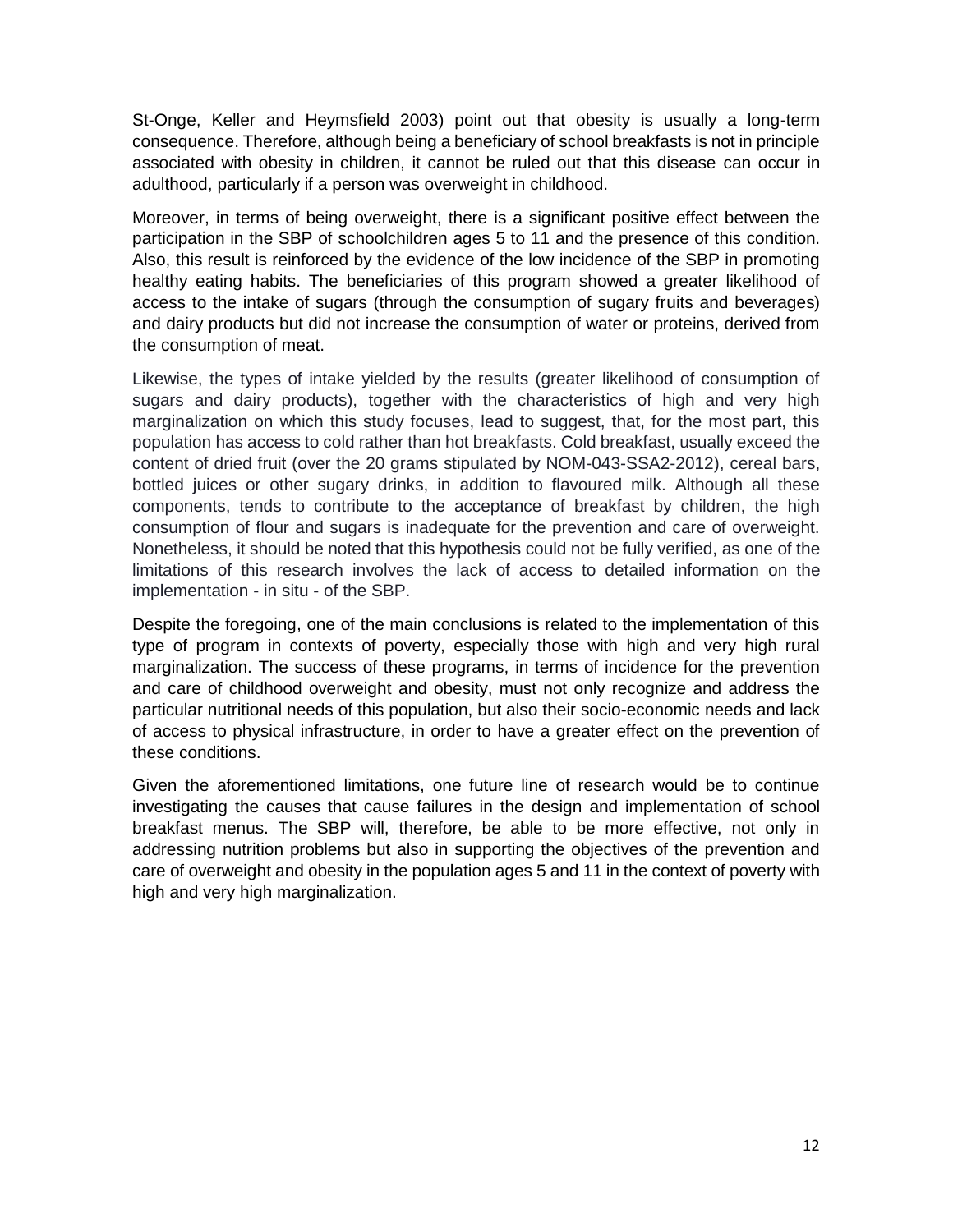St-Onge, Keller and Heymsfield 2003) point out that obesity is usually a long-term consequence. Therefore, although being a beneficiary of school breakfasts is not in principle associated with obesity in children, it cannot be ruled out that this disease can occur in adulthood, particularly if a person was overweight in childhood.

Moreover, in terms of being overweight, there is a significant positive effect between the participation in the SBP of schoolchildren ages 5 to 11 and the presence of this condition. Also, this result is reinforced by the evidence of the low incidence of the SBP in promoting healthy eating habits. The beneficiaries of this program showed a greater likelihood of access to the intake of sugars (through the consumption of sugary fruits and beverages) and dairy products but did not increase the consumption of water or proteins, derived from the consumption of meat.

Likewise, the types of intake yielded by the results (greater likelihood of consumption of sugars and dairy products), together with the characteristics of high and very high marginalization on which this study focuses, lead to suggest, that, for the most part, this population has access to cold rather than hot breakfasts. Cold breakfast, usually exceed the content of dried fruit (over the 20 grams stipulated by NOM-043-SSA2-2012), cereal bars, bottled juices or other sugary drinks, in addition to flavoured milk. Although all these components, tends to contribute to the acceptance of breakfast by children, the high consumption of flour and sugars is inadequate for the prevention and care of overweight. Nonetheless, it should be noted that this hypothesis could not be fully verified, as one of the limitations of this research involves the lack of access to detailed information on the implementation - in situ - of the SBP.

Despite the foregoing, one of the main conclusions is related to the implementation of this type of program in contexts of poverty, especially those with high and very high rural marginalization. The success of these programs, in terms of incidence for the prevention and care of childhood overweight and obesity, must not only recognize and address the particular nutritional needs of this population, but also their socio-economic needs and lack of access to physical infrastructure, in order to have a greater effect on the prevention of these conditions.

Given the aforementioned limitations, one future line of research would be to continue investigating the causes that cause failures in the design and implementation of school breakfast menus. The SBP will, therefore, be able to be more effective, not only in addressing nutrition problems but also in supporting the objectives of the prevention and care of overweight and obesity in the population ages 5 and 11 in the context of poverty with high and very high marginalization.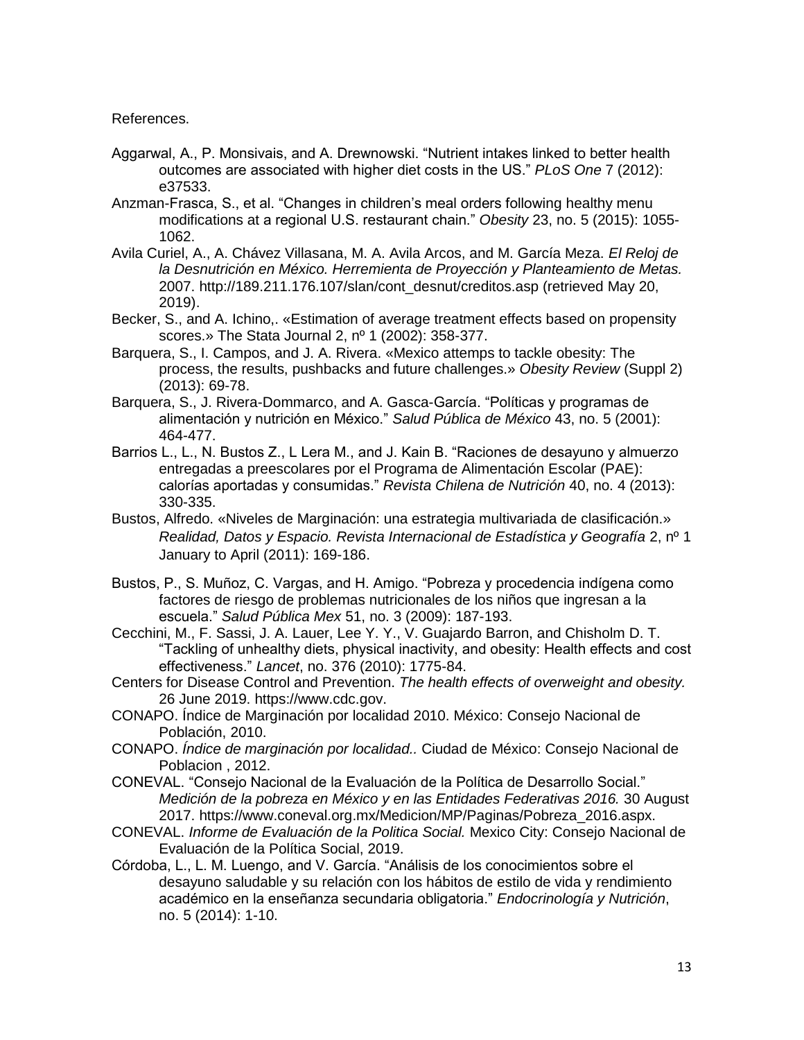References.

Aggarwal, A., P. Monsivais, and A. Drewnowski. "Nutrient intakes linked to better health outcomes are associated with higher diet costs in the US." *PLoS One* 7 (2012): e37533.

Anzman-Frasca, S., et al. "Changes in children's meal orders following healthy menu modifications at a regional U.S. restaurant chain." *Obesity* 23, no. 5 (2015): 1055-1062.

Avila Curiel, A., A. Chávez Villasana, M. A. Avila Arcos, and M. García Meza. *El Reloj de la Desnutrición en México. Herremienta de Proyección y Planteamiento de Metas.* 2007. http://189.211.176.107/slan/cont_desnut/creditos.asp (retrieved May 20, 2019).

Becker, S., and A. Ichino,. «Estimation of average treatment effects based on propensity scores.» The Stata Journal 2, nº 1 (2002): 358-377.

Barquera, S., I. Campos, and J. A. Rivera. «Mexico attemps to tackle obesity: The process, the results, pushbacks and future challenges.» *Obesity Review* (Suppl 2) (2013): 69-78.

Barquera, S., J. Rivera-Dommarco, and A. Gasca-García. "Políticas y programas de alimentación y nutrición en México." *Salud Pública de México* 43, no. 5 (2001): 464-477.

Barrios L., L., N. Bustos Z., L Lera M., and J. Kain B. "Raciones de desayuno y almuerzo entregadas a preescolares por el Programa de Alimentación Escolar (PAE): calorías aportadas y consumidas." *Revista Chilena de Nutrición* 40, no. 4 (2013): 330-335.

Bustos, Alfredo. «Niveles de Marginación: una estrategia multivariada de clasificación.» *Realidad, Datos y Espacio. Revista Internacional de Estadística y Geografía* 2, nº 1 January to April (2011): 169-186.

Bustos, P., S. Muñoz, C. Vargas, and H. Amigo. "Pobreza y procedencia indígena como factores de riesgo de problemas nutricionales de los niños que ingresan a la escuela." *Salud Pública Mex* 51, no. 3 (2009): 187-193.

Cecchini, M., F. Sassi, J. A. Lauer, Lee Y. Y., V. Guajardo Barron, and Chisholm D. T. "Tackling of unhealthy diets, physical inactivity, and obesity: Health effects and cost effectiveness." *Lancet*, no. 376 (2010): 1775-84.

Centers for Disease Control and Prevention. *The health effects of overweight and obesity.* 26 June 2019. https://www.cdc.gov.

CONAPO. Índice de Marginación por localidad 2010. México: Consejo Nacional de Población, 2010.

CONAPO. *Índice de marginación por localidad..* Ciudad de México: Consejo Nacional de Poblacion , 2012.

CONEVAL. "Consejo Nacional de la Evaluación de la Política de Desarrollo Social." *Medición de la pobreza en México y en las Entidades Federativas 2016.* 30 August 2017. https://www.coneval.org.mx/Medicion/MP/Paginas/Pobreza_2016.aspx.

CONEVAL. *Informe de Evaluación de la Politica Social.* Mexico City: Consejo Nacional de Evaluación de la Política Social, 2019.

Córdoba, L., L. M. Luengo, and V. García. "Análisis de los conocimientos sobre el desayuno saludable y su relación con los hábitos de estilo de vida y rendimiento académico en la enseñanza secundaria obligatoria." *Endocrinología y Nutrición*, no. 5 (2014): 1-10.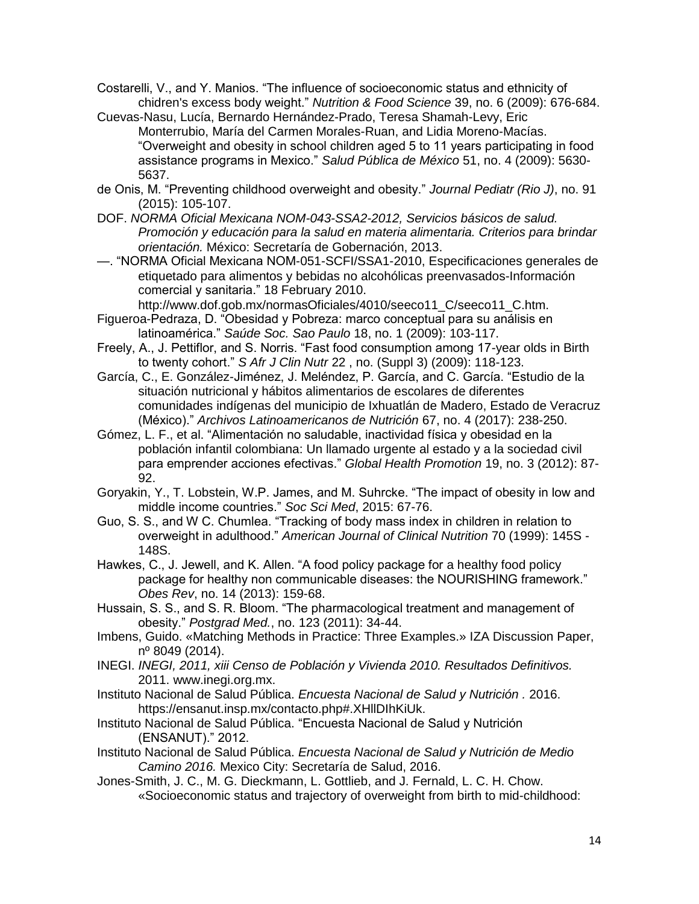Costarelli, V., and Y. Manios. "The influence of socioeconomic status and ethnicity of chidren's excess body weight." *Nutrition & Food Science* 39, no. 6 (2009): 676-684.

Cuevas-Nasu, Lucía, Bernardo Hernández-Prado, Teresa Shamah-Levy, Eric Monterrubio, María del Carmen Morales-Ruan, and Lidia Moreno-Macías. "Overweight and obesity in school children aged 5 to 11 years participating in food assistance programs in Mexico." *Salud Pública de México* 51, no. 4 (2009): 5630-5637.

de Onis, M. "Preventing childhood overweight and obesity." *Journal Pediatr (Rio J)*, no. 91 (2015): 105-107.

DOF. *NORMA Oficial Mexicana NOM-043-SSA2-2012, Servicios básicos de salud. Promoción y educación para la salud en materia alimentaria. Criterios para brindar orientación.* México: Secretaría de Gobernación, 2013.

—. "NORMA Oficial Mexicana NOM-051-SCFI/SSA1-2010, Especificaciones generales de etiquetado para alimentos y bebidas no alcohólicas preenvasados-Información comercial y sanitaria." 18 February 2010. http://www.dof.gob.mx/normasOficiales/4010/seeco11_C/seeco11_C.htm.

Figueroa-Pedraza, D. "Obesidad y Pobreza: marco conceptual para su análisis en latinoamérica." *Saúde Soc. Sao Paulo* 18, no. 1 (2009): 103-117.

Freely, A., J. Pettiflor, and S. Norris. "Fast food consumption among 17-year olds in Birth to twenty cohort." *S Afr J Clin Nutr* 22 , no. (Suppl 3) (2009): 118-123.

García, C., E. González-Jiménez, J. Meléndez, P. García, and C. García. "Estudio de la situación nutricional y hábitos alimentarios de escolares de diferentes comunidades indígenas del municipio de Ixhuatlán de Madero, Estado de Veracruz (México)." *Archivos Latinoamericanos de Nutrición* 67, no. 4 (2017): 238-250.

Gómez, L. F., et al. "Alimentación no saludable, inactividad física y obesidad en la población infantil colombiana: Un llamado urgente al estado y a la sociedad civil para emprender acciones efectivas." *Global Health Promotion* 19, no. 3 (2012): 87-92.

Goryakin, Y., T. Lobstein, W.P. James, and M. Suhrcke. "The impact of obesity in low and middle income countries." *Soc Sci Med*, 2015: 67-76.

Guo, S. S., and W C. Chumlea. "Tracking of body mass index in children in relation to overweight in adulthood." *American Journal of Clinical Nutrition* 70 (1999): 145S - 148S.

Hawkes, C., J. Jewell, and K. Allen. "A food policy package for a healthy food policy package for healthy non communicable diseases: the NOURISHING framework." *Obes Rev*, no. 14 (2013): 159-68.

Hussain, S. S., and S. R. Bloom. "The pharmacological treatment and management of obesity." *Postgrad Med.*, no. 123 (2011): 34-44.

Imbens, Guido. «Matching Methods in Practice: Three Examples.» IZA Discussion Paper, nº 8049 (2014).

INEGI. *INEGI, 2011, xiii Censo de Población y Vivienda 2010. Resultados Definitivos.* 2011. www.inegi.org.mx.

Instituto Nacional de Salud Pública. *Encuesta Nacional de Salud y Nutrición .* 2016. https://ensanut.insp.mx/contacto.php#.XHllDIhKiUk.

Instituto Nacional de Salud Pública. "Encuesta Nacional de Salud y Nutrición (ENSANUT)." 2012.

Instituto Nacional de Salud Pública. *Encuesta Nacional de Salud y Nutrición de Medio Camino 2016.* Mexico City: Secretaría de Salud, 2016.

Jones-Smith, J. C., M. G. Dieckmann, L. Gottlieb, and J. Fernald, L. C. H. Chow. «Socioeconomic status and trajectory of overweight from birth to mid-childhood: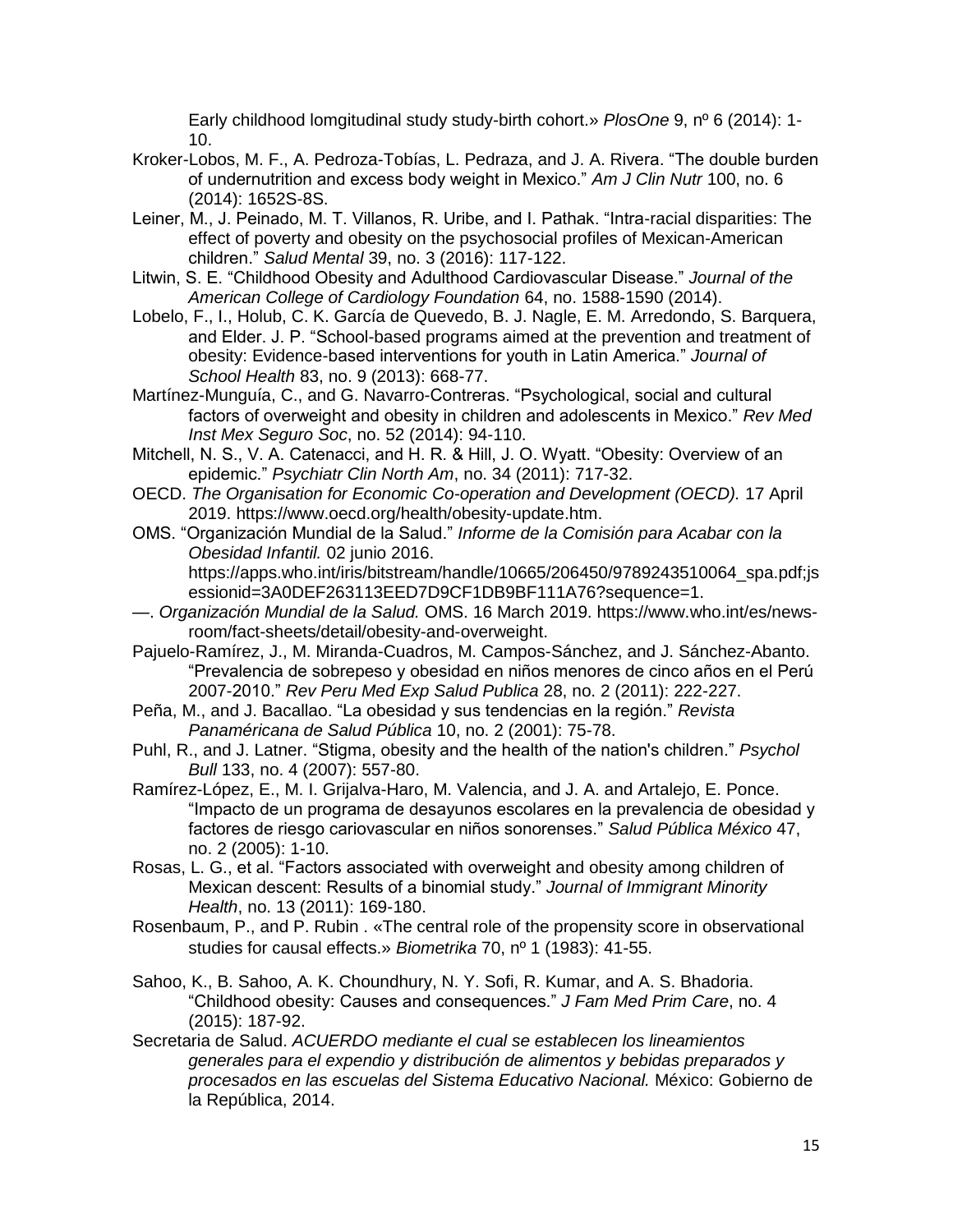Early childhood lomgitudinal study study-birth cohort.» *PlosOne* 9, nº 6 (2014): 1-10.

Kroker-Lobos, M. F., A. Pedroza-Tobías, L. Pedraza, and J. A. Rivera. "The double burden of undernutrition and excess body weight in Mexico." *Am J Clin Nutr* 100, no. 6 (2014): 1652S-8S.

Leiner, M., J. Peinado, M. T. Villanos, R. Uribe, and I. Pathak. "Intra-racial disparities: The effect of poverty and obesity on the psychosocial profiles of Mexican-American children." *Salud Mental* 39, no. 3 (2016): 117-122.

Litwin, S. E. "Childhood Obesity and Adulthood Cardiovascular Disease." *Journal of the American College of Cardiology Foundation* 64, no. 1588-1590 (2014).

Lobelo, F., I., Holub, C. K. García de Quevedo, B. J. Nagle, E. M. Arredondo, S. Barquera, and Elder. J. P. "School-based programs aimed at the prevention and treatment of obesity: Evidence-based interventions for youth in Latin America." *Journal of School Health* 83, no. 9 (2013): 668-77.

Martínez-Munguía, C., and G. Navarro-Contreras. "Psychological, social and cultural factors of overweight and obesity in children and adolescents in Mexico." *Rev Med Inst Mex Seguro Soc*, no. 52 (2014): 94-110.

Mitchell, N. S., V. A. Catenacci, and H. R. & Hill, J. O. Wyatt. "Obesity: Overview of an epidemic." *Psychiatr Clin North Am*, no. 34 (2011): 717-32.

OECD. *The Organisation for Economic Co-operation and Development (OECD).* 17 April 2019. https://www.oecd.org/health/obesity-update.htm.

OMS. "Organización Mundial de la Salud." *Informe de la Comisión para Acabar con la Obesidad Infantil.* 02 junio 2016. https://apps.who.int/iris/bitstream/handle/10665/206450/9789243510064_spa.pdf;jsessionid=3A0DEF263113EED7D9CF1DB9BF111A76?sequence=1.

—. *Organización Mundial de la Salud.* OMS. 16 March 2019. https://www.who.int/es/news-room/fact-sheets/detail/obesity-and-overweight.

Pajuelo-Ramírez, J., M. Miranda-Cuadros, M. Campos-Sánchez, and J. Sánchez-Abanto. "Prevalencia de sobrepeso y obesidad en niños menores de cinco años en el Perú 2007-2010." *Rev Peru Med Exp Salud Publica* 28, no. 2 (2011): 222-227.

Peña, M., and J. Bacallao. "La obesidad y sus tendencias en la región." *Revista Panaméricana de Salud Pública* 10, no. 2 (2001): 75-78.

Puhl, R., and J. Latner. "Stigma, obesity and the health of the nation's children." *Psychol Bull* 133, no. 4 (2007): 557-80.

Ramírez-López, E., M. I. Grijalva-Haro, M. Valencia, and J. A. and Artalejo, E. Ponce. "Impacto de un programa de desayunos escolares en la prevalencia de obesidad y factores de riesgo cariovascular en niños sonorenses." *Salud Pública México* 47, no. 2 (2005): 1-10.

Rosas, L. G., et al. "Factors associated with overweight and obesity among children of Mexican descent: Results of a binomial study." *Journal of Immigrant Minority Health*, no. 13 (2011): 169-180.

Rosenbaum, P., and P. Rubin . «The central role of the propensity score in observational studies for causal effects.» *Biometrika* 70, nº 1 (1983): 41-55.

Sahoo, K., B. Sahoo, A. K. Choundhury, N. Y. Sofi, R. Kumar, and A. S. Bhadoria. "Childhood obesity: Causes and consequences." *J Fam Med Prim Care*, no. 4 (2015): 187-92.

Secretaria de Salud. *ACUERDO mediante el cual se establecen los lineamientos generales para el expendio y distribución de alimentos y bebidas preparados y procesados en las escuelas del Sistema Educativo Nacional.* México: Gobierno de la República, 2014.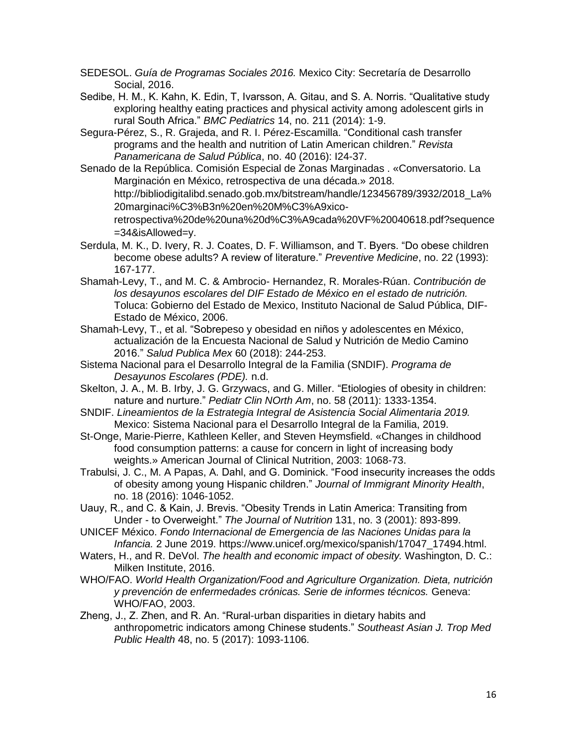SEDESOL. *Guía de Programas Sociales 2016.* Mexico City: Secretaría de Desarrollo Social, 2016.

Sedibe, H. M., K. Kahn, K. Edin, T, Ivarsson, A. Gitau, and S. A. Norris. "Qualitative study exploring healthy eating practices and physical activity among adolescent girls in rural South Africa." *BMC Pediatrics* 14, no. 211 (2014): 1-9.

Segura-Pérez, S., R. Grajeda, and R. I. Pérez-Escamilla. "Conditional cash transfer programs and the health and nutrition of Latin American children." *Revista Panamericana de Salud Pública*, no. 40 (2016): I24-37.

Senado de la República. Comisión Especial de Zonas Marginadas . «Conversatorio. La Marginación en México, retrospectiva de una década.» 2018. http://bibliodigitalibd.senado.gob.mx/bitstream/handle/123456789/3932/2018_La%20marginaci%C3%B3n%20en%20M%C3%A9xico-retrospectiva%20de%20una%20d%C3%A9cada%20VF%20040618.pdf?sequence=34&isAllowed=y.

Serdula, M. K., D. Ivery, R. J. Coates, D. F. Williamson, and T. Byers. "Do obese children become obese adults? A review of literature." *Preventive Medicine*, no. 22 (1993): 167-177.

Shamah-Levy, T., and M. C. & Ambrocio- Hernandez, R. Morales-Rúan. *Contribución de los desayunos escolares del DIF Estado de México en el estado de nutrición.* Toluca: Gobierno del Estado de Mexico, Instituto Nacional de Salud Pública, DIF-Estado de México, 2006.

Shamah-Levy, T., et al. "Sobrepeso y obesidad en niños y adolescentes en México, actualización de la Encuesta Nacional de Salud y Nutrición de Medio Camino 2016." *Salud Publica Mex* 60 (2018): 244-253.

Sistema Nacional para el Desarrollo Integral de la Familia (SNDIF). *Programa de Desayunos Escolares (PDE).* n.d.

Skelton, J. A., M. B. Irby, J. G. Grzywacs, and G. Miller. "Etiologies of obesity in children: nature and nurture." *Pediatr Clin NOrth Am*, no. 58 (2011): 1333-1354.

SNDIF. *Lineamientos de la Estrategia Integral de Asistencia Social Alimentaria 2019.* Mexico: Sistema Nacional para el Desarrollo Integral de la Familia, 2019.

St-Onge, Marie-Pierre, Kathleen Keller, and Steven Heymsfield. «Changes in childhood food consumption patterns: a cause for concern in light of increasing body weights.» American Journal of Clinical Nutrition, 2003: 1068-73.

Trabulsi, J. C., M. A Papas, A. Dahl, and G. Dominick. "Food insecurity increases the odds of obesity among young Hispanic children." *Journal of Immigrant Minority Health*, no. 18 (2016): 1046-1052.

Uauy, R., and C. & Kain, J. Brevis. "Obesity Trends in Latin America: Transiting from Under - to Overweight." *The Journal of Nutrition* 131, no. 3 (2001): 893-899.

UNICEF México. *Fondo Internacional de Emergencia de las Naciones Unidas para la Infancia.* 2 June 2019. https://www.unicef.org/mexico/spanish/17047_17494.html.

Waters, H., and R. DeVol. *The health and economic impact of obesity.* Washington, D. C.: Milken Institute, 2016.

WHO/FAO. *World Health Organization/Food and Agriculture Organization. Dieta, nutrición y prevención de enfermedades crónicas. Serie de informes técnicos.* Geneva: WHO/FAO, 2003.

Zheng, J., Z. Zhen, and R. An. "Rural-urban disparities in dietary habits and anthropometric indicators among Chinese students." *Southeast Asian J. Trop Med Public Health* 48, no. 5 (2017): 1093-1106.